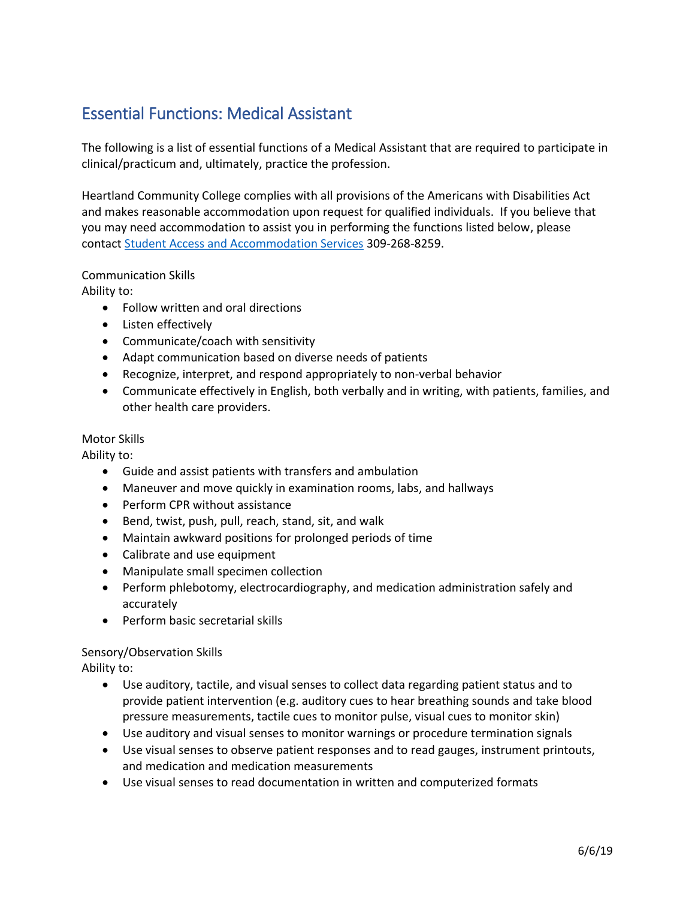# Essential Functions: Medical Assistant

The following is a list of essential functions of a Medical Assistant that are required to participate in clinical/practicum and, ultimately, practice the profession.

Heartland Community College complies with all provisions of the Americans with Disabilities Act and makes reasonable accommodation upon request for qualified individuals. If you believe that you may need accommodation to assist you in performing the functions listed below, please contact [Student Access and Accommodation Services] 309-268-8259.

Communication Skills
Ability to:

- Follow written and oral directions
- Listen effectively
- Communicate/coach with sensitivity
- Adapt communication based on diverse needs of patients
- Recognize, interpret, and respond appropriately to non-verbal behavior
- Communicate effectively in English, both verbally and in writing, with patients, families, and other health care providers.

Motor Skills
Ability to:

- Guide and assist patients with transfers and ambulation
- Maneuver and move quickly in examination rooms, labs, and hallways
- Perform CPR without assistance
- Bend, twist, push, pull, reach, stand, sit, and walk
- Maintain awkward positions for prolonged periods of time
- Calibrate and use equipment
- Manipulate small specimen collection
- Perform phlebotomy, electrocardiography, and medication administration safely and accurately
- Perform basic secretarial skills

Sensory/Observation Skills
Ability to:

- Use auditory, tactile, and visual senses to collect data regarding patient status and to provide patient intervention (e.g. auditory cues to hear breathing sounds and take blood pressure measurements, tactile cues to monitor pulse, visual cues to monitor skin)
- Use auditory and visual senses to monitor warnings or procedure termination signals
- Use visual senses to observe patient responses and to read gauges, instrument printouts, and medication and medication measurements
- Use visual senses to read documentation in written and computerized formats

6/6/19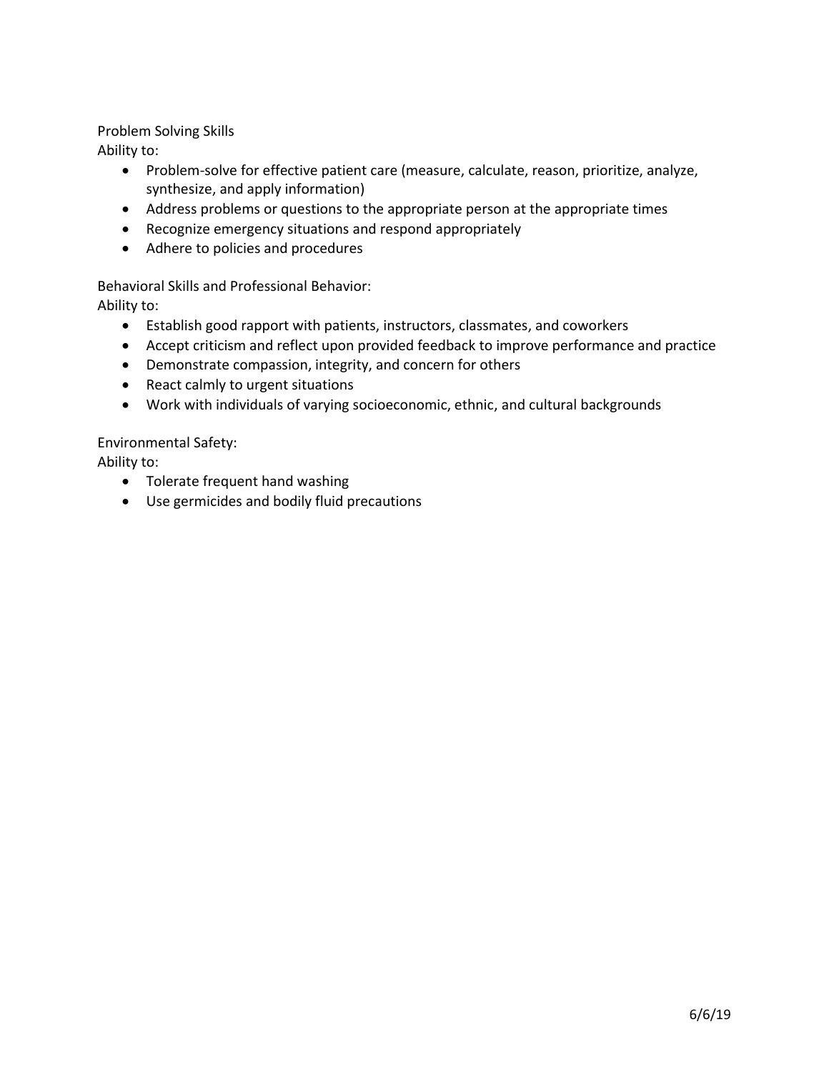Problem Solving Skills
Ability to:

- Problem-solve for effective patient care (measure, calculate, reason, prioritize, analyze, synthesize, and apply information)
- Address problems or questions to the appropriate person at the appropriate times
- Recognize emergency situations and respond appropriately
- Adhere to policies and procedures

Behavioral Skills and Professional Behavior:
Ability to:

- Establish good rapport with patients, instructors, classmates, and coworkers
- Accept criticism and reflect upon provided feedback to improve performance and practice
- Demonstrate compassion, integrity, and concern for others
- React calmly to urgent situations
- Work with individuals of varying socioeconomic, ethnic, and cultural backgrounds

Environmental Safety:
Ability to:

- Tolerate frequent hand washing
- Use germicides and bodily fluid precautions

6/6/19